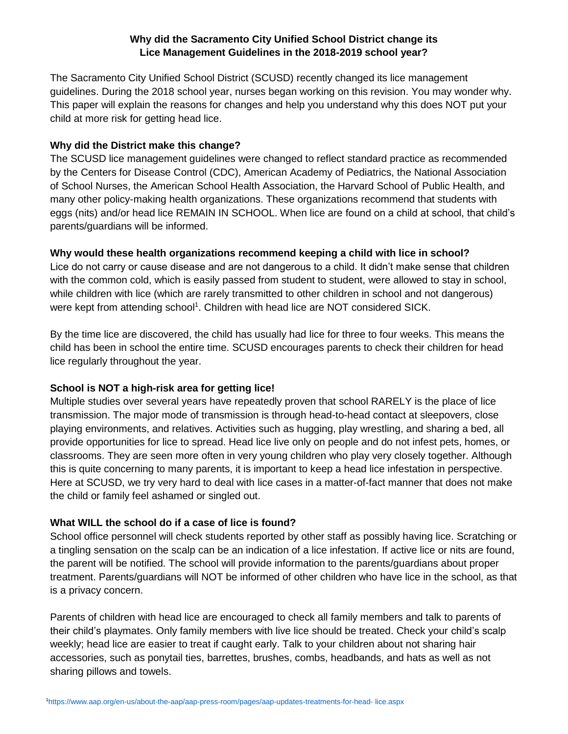# Why did the Sacramento City Unified School District change its Lice Management Guidelines in the 2018-2019 school year?

The Sacramento City Unified School District (SCUSD) recently changed its lice management guidelines. During the 2018 school year, nurses began working on this revision. You may wonder why. This paper will explain the reasons for changes and help you understand why this does NOT put your child at more risk for getting head lice.

**Why did the District make this change?**

The SCUSD lice management guidelines were changed to reflect standard practice as recommended by the Centers for Disease Control (CDC), American Academy of Pediatrics, the National Association of School Nurses, the American School Health Association, the Harvard School of Public Health, and many other policy-making health organizations. These organizations recommend that students with eggs (nits) and/or head lice REMAIN IN SCHOOL. When lice are found on a child at school, that child's parents/guardians will be informed.

**Why would these health organizations recommend keeping a child with lice in school?**

Lice do not carry or cause disease and are not dangerous to a child. It didn't make sense that children with the common cold, which is easily passed from student to student, were allowed to stay in school, while children with lice (which are rarely transmitted to other children in school and not dangerous) were kept from attending school[1]. Children with head lice are NOT considered SICK.

By the time lice are discovered, the child has usually had lice for three to four weeks. This means the child has been in school the entire time. SCUSD encourages parents to check their children for head lice regularly throughout the year.

**School is NOT a high-risk area for getting lice!**

Multiple studies over several years have repeatedly proven that school RARELY is the place of lice transmission. The major mode of transmission is through head-to-head contact at sleepovers, close playing environments, and relatives. Activities such as hugging, play wrestling, and sharing a bed, all provide opportunities for lice to spread. Head lice live only on people and do not infest pets, homes, or classrooms. They are seen more often in very young children who play very closely together. Although this is quite concerning to many parents, it is important to keep a head lice infestation in perspective. Here at SCUSD, we try very hard to deal with lice cases in a matter-of-fact manner that does not make the child or family feel ashamed or singled out.

**What WILL the school do if a case of lice is found?**

School office personnel will check students reported by other staff as possibly having lice. Scratching or a tingling sensation on the scalp can be an indication of a lice infestation. If active lice or nits are found, the parent will be notified. The school will provide information to the parents/guardians about proper treatment. Parents/guardians will NOT be informed of other children who have lice in the school, as that is a privacy concern.

Parents of children with head lice are encouraged to check all family members and talk to parents of their child's playmates. Only family members with live lice should be treated. Check your child's scalp weekly; head lice are easier to treat if caught early. Talk to your children about not sharing hair accessories, such as ponytail ties, barrettes, brushes, combs, headbands, and hats as well as not sharing pillows and towels.

[1] https://www.aap.org/en-us/about-the-aap/aap-press-room/pages/aap-updates-treatments-for-head- lice.aspx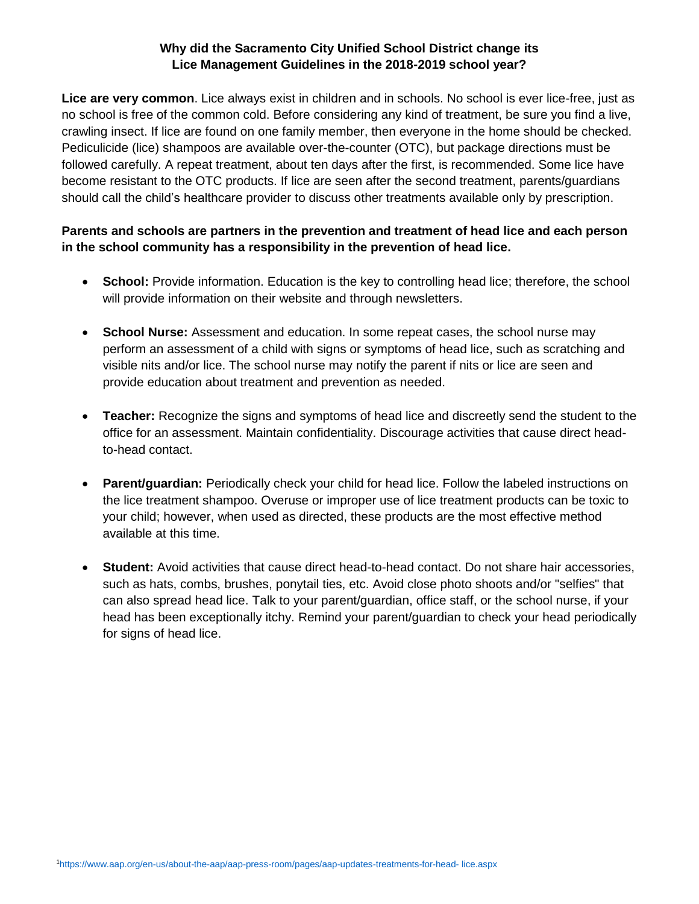## Why did the Sacramento City Unified School District change its Lice Management Guidelines in the 2018-2019 school year?

**Lice are very common**. Lice always exist in children and in schools. No school is ever lice-free, just as no school is free of the common cold. Before considering any kind of treatment, be sure you find a live, crawling insect. If lice are found on one family member, then everyone in the home should be checked. Pediculicide (lice) shampoos are available over-the-counter (OTC), but package directions must be followed carefully. A repeat treatment, about ten days after the first, is recommended. Some lice have become resistant to the OTC products. If lice are seen after the second treatment, parents/guardians should call the child's healthcare provider to discuss other treatments available only by prescription.

**Parents and schools are partners in the prevention and treatment of head lice and each person in the school community has a responsibility in the prevention of head lice.**

- **School:** Provide information. Education is the key to controlling head lice; therefore, the school will provide information on their website and through newsletters.
- **School Nurse:** Assessment and education. In some repeat cases, the school nurse may perform an assessment of a child with signs or symptoms of head lice, such as scratching and visible nits and/or lice. The school nurse may notify the parent if nits or lice are seen and provide education about treatment and prevention as needed.
- **Teacher:** Recognize the signs and symptoms of head lice and discreetly send the student to the office for an assessment. Maintain confidentiality. Discourage activities that cause direct head-to-head contact.
- **Parent/guardian:** Periodically check your child for head lice. Follow the labeled instructions on the lice treatment shampoo. Overuse or improper use of lice treatment products can be toxic to your child; however, when used as directed, these products are the most effective method available at this time.
- **Student:** Avoid activities that cause direct head-to-head contact. Do not share hair accessories, such as hats, combs, brushes, ponytail ties, etc. Avoid close photo shoots and/or "selfies" that can also spread head lice. Talk to your parent/guardian, office staff, or the school nurse, if your head has been exceptionally itchy. Remind your parent/guardian to check your head periodically for signs of head lice.

[1]https://www.aap.org/en-us/about-the-aap/aap-press-room/pages/aap-updates-treatments-for-head- lice.aspx